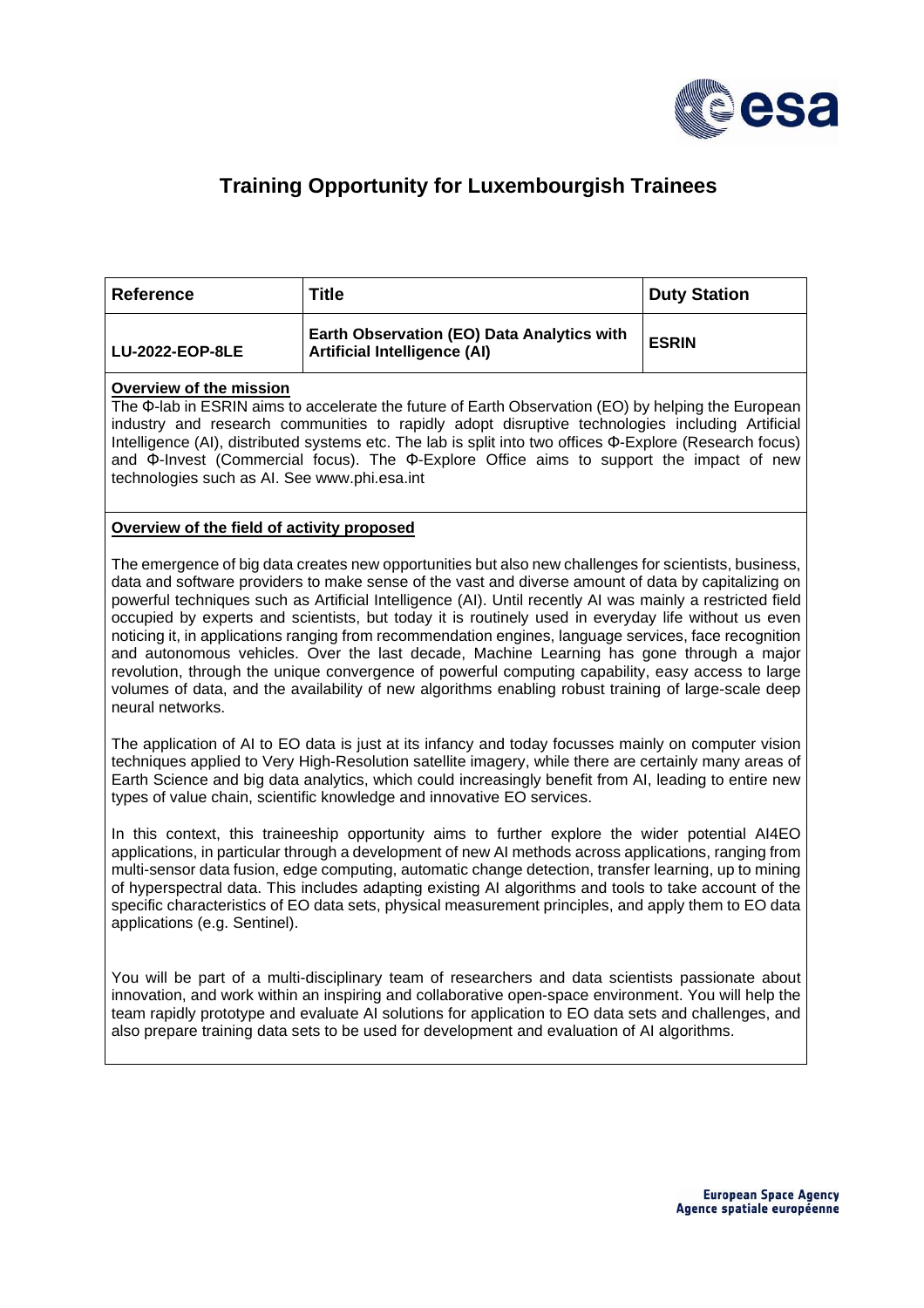# Training Opportunity for Luxembourgish Trainees

| Reference | Title | Duty Station |
|---|---|---|
| LU-2022-EOP-8LE | **Earth Observation (EO) Data Analytics with Artificial Intelligence (AI)** | ESRIN |

**Overview of the mission**

The Φ-lab in ESRIN aims to accelerate the future of Earth Observation (EO) by helping the European industry and research communities to rapidly adopt disruptive technologies including Artificial Intelligence (AI), distributed systems etc. The lab is split into two offices Φ-Explore (Research focus) and Φ-Invest (Commercial focus). The Φ-Explore Office aims to support the impact of new technologies such as AI. See www.phi.esa.int

**Overview of the field of activity proposed**

The emergence of big data creates new opportunities but also new challenges for scientists, business, data and software providers to make sense of the vast and diverse amount of data by capitalizing on powerful techniques such as Artificial Intelligence (AI). Until recently AI was mainly a restricted field occupied by experts and scientists, but today it is routinely used in everyday life without us even noticing it, in applications ranging from recommendation engines, language services, face recognition and autonomous vehicles. Over the last decade, Machine Learning has gone through a major revolution, through the unique convergence of powerful computing capability, easy access to large volumes of data, and the availability of new algorithms enabling robust training of large-scale deep neural networks.

The application of AI to EO data is just at its infancy and today focusses mainly on computer vision techniques applied to Very High-Resolution satellite imagery, while there are certainly many areas of Earth Science and big data analytics, which could increasingly benefit from AI, leading to entire new types of value chain, scientific knowledge and innovative EO services.

In this context, this traineeship opportunity aims to further explore the wider potential AI4EO applications, in particular through a development of new AI methods across applications, ranging from multi-sensor data fusion, edge computing, automatic change detection, transfer learning, up to mining of hyperspectral data. This includes adapting existing AI algorithms and tools to take account of the specific characteristics of EO data sets, physical measurement principles, and apply them to EO data applications (e.g. Sentinel).

You will be part of a multi-disciplinary team of researchers and data scientists passionate about innovation, and work within an inspiring and collaborative open-space environment. You will help the team rapidly prototype and evaluate AI solutions for application to EO data sets and challenges, and also prepare training data sets to be used for development and evaluation of AI algorithms.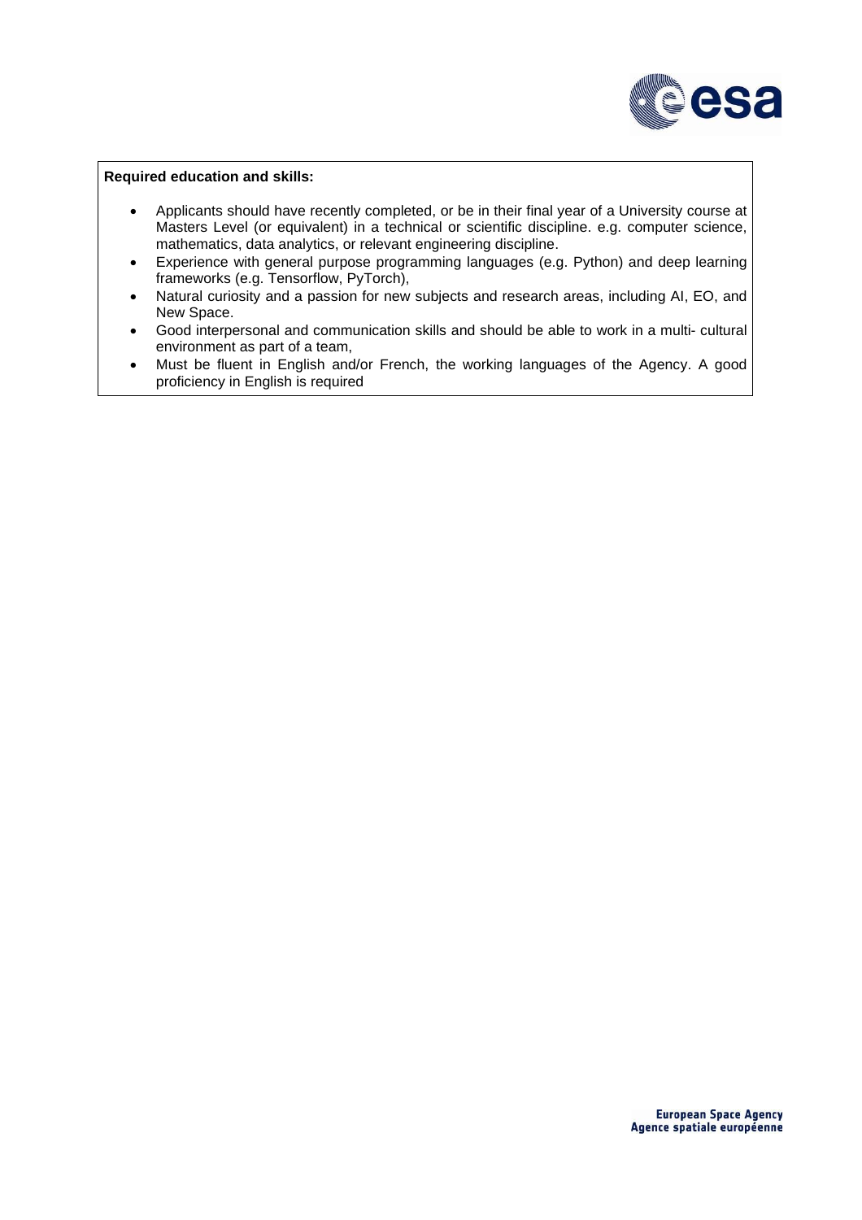**Required education and skills:**

- Applicants should have recently completed, or be in their final year of a University course at Masters Level (or equivalent) in a technical or scientific discipline. e.g. computer science, mathematics, data analytics, or relevant engineering discipline.
- Experience with general purpose programming languages (e.g. Python) and deep learning frameworks (e.g. Tensorflow, PyTorch),
- Natural curiosity and a passion for new subjects and research areas, including AI, EO, and New Space.
- Good interpersonal and communication skills and should be able to work in a multi- cultural environment as part of a team,
- Must be fluent in English and/or French, the working languages of the Agency. A good proficiency in English is required